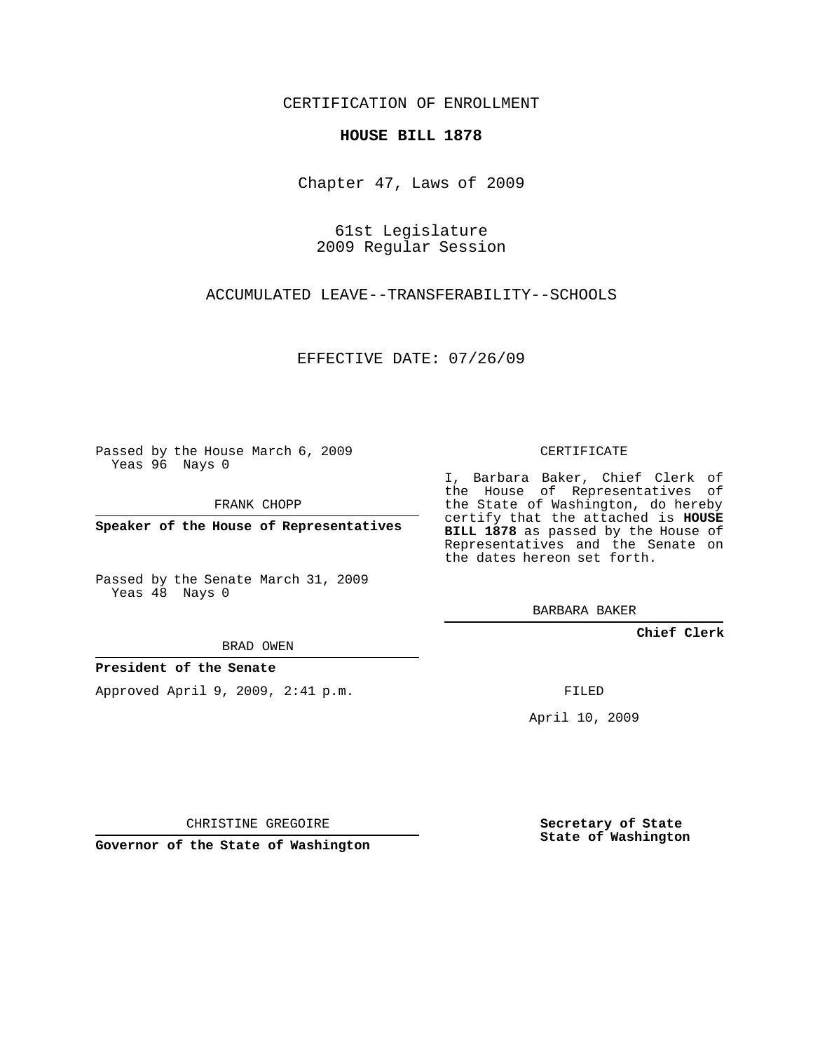CERTIFICATION OF ENROLLMENT

**HOUSE BILL 1878**

Chapter 47, Laws of 2009

61st Legislature
2009 Regular Session

ACCUMULATED LEAVE--TRANSFERABILITY--SCHOOLS

EFFECTIVE DATE: 07/26/09

Passed by the House March 6, 2009
Yeas 96 Nays 0

FRANK CHOPP

**Speaker of the House of Representatives**

Passed by the Senate March 31, 2009
Yeas 48 Nays 0

BRAD OWEN

**President of the Senate**

Approved April 9, 2009, 2:41 p.m.

CHRISTINE GREGOIRE

**Governor of the State of Washington**

CERTIFICATE

I, Barbara Baker, Chief Clerk of the House of Representatives of the State of Washington, do hereby certify that the attached is **HOUSE BILL 1878** as passed by the House of Representatives and the Senate on the dates hereon set forth.

BARBARA BAKER

**Chief Clerk**

FILED

April 10, 2009

**Secretary of State**
**State of Washington**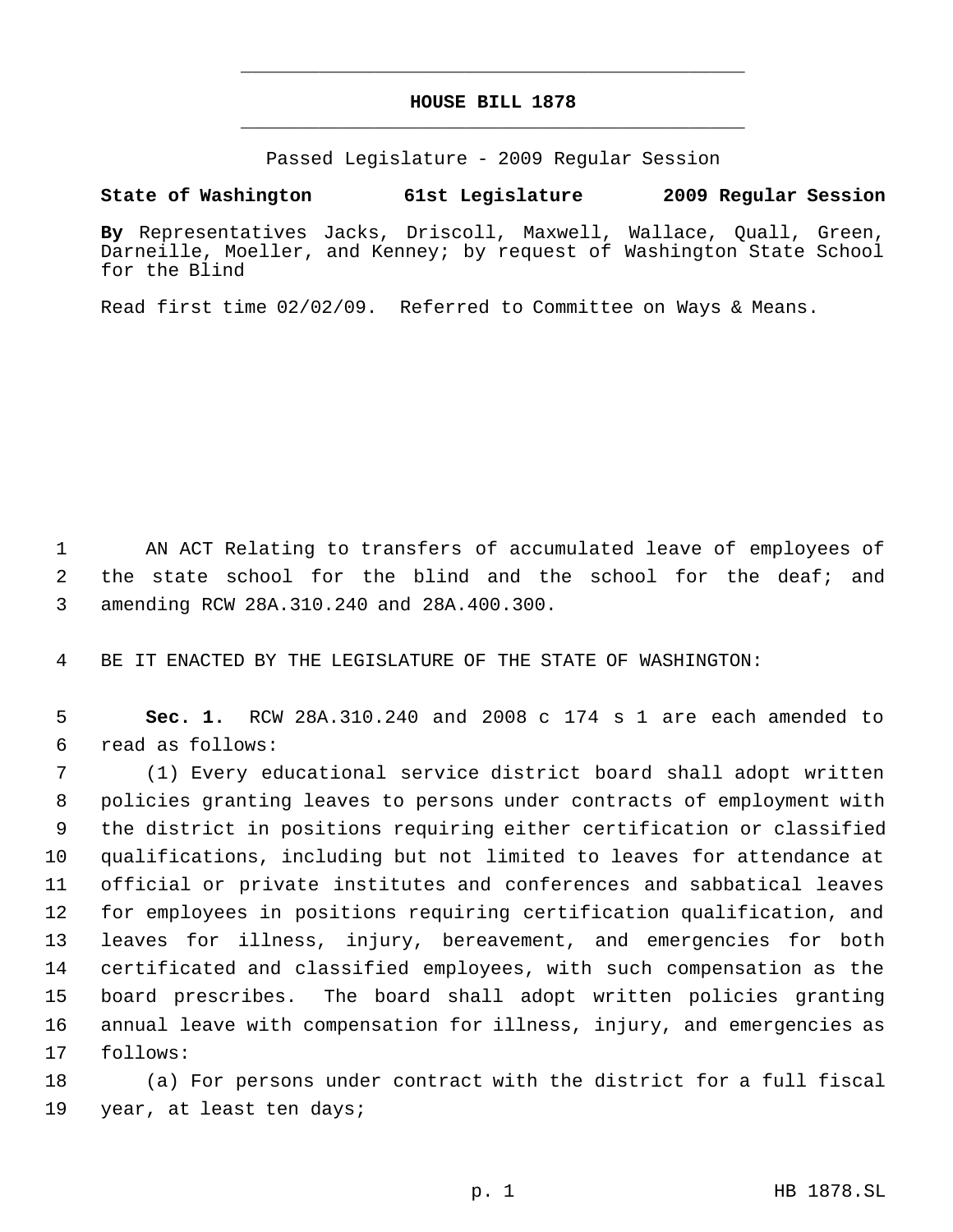# HOUSE BILL 1878

Passed Legislature - 2009 Regular Session

**State of Washington 61st Legislature 2009 Regular Session**

**By** Representatives Jacks, Driscoll, Maxwell, Wallace, Quall, Green, Darneille, Moeller, and Kenney; by request of Washington State School for the Blind

Read first time 02/02/09. Referred to Committee on Ways & Means.

AN ACT Relating to transfers of accumulated leave of employees of the state school for the blind and the school for the deaf; and amending RCW 28A.310.240 and 28A.400.300.

BE IT ENACTED BY THE LEGISLATURE OF THE STATE OF WASHINGTON:

**Sec. 1.** RCW 28A.310.240 and 2008 c 174 s 1 are each amended to read as follows:

(1) Every educational service district board shall adopt written policies granting leaves to persons under contracts of employment with the district in positions requiring either certification or classified qualifications, including but not limited to leaves for attendance at official or private institutes and conferences and sabbatical leaves for employees in positions requiring certification qualification, and leaves for illness, injury, bereavement, and emergencies for both certificated and classified employees, with such compensation as the board prescribes. The board shall adopt written policies granting annual leave with compensation for illness, injury, and emergencies as follows:

(a) For persons under contract with the district for a full fiscal year, at least ten days;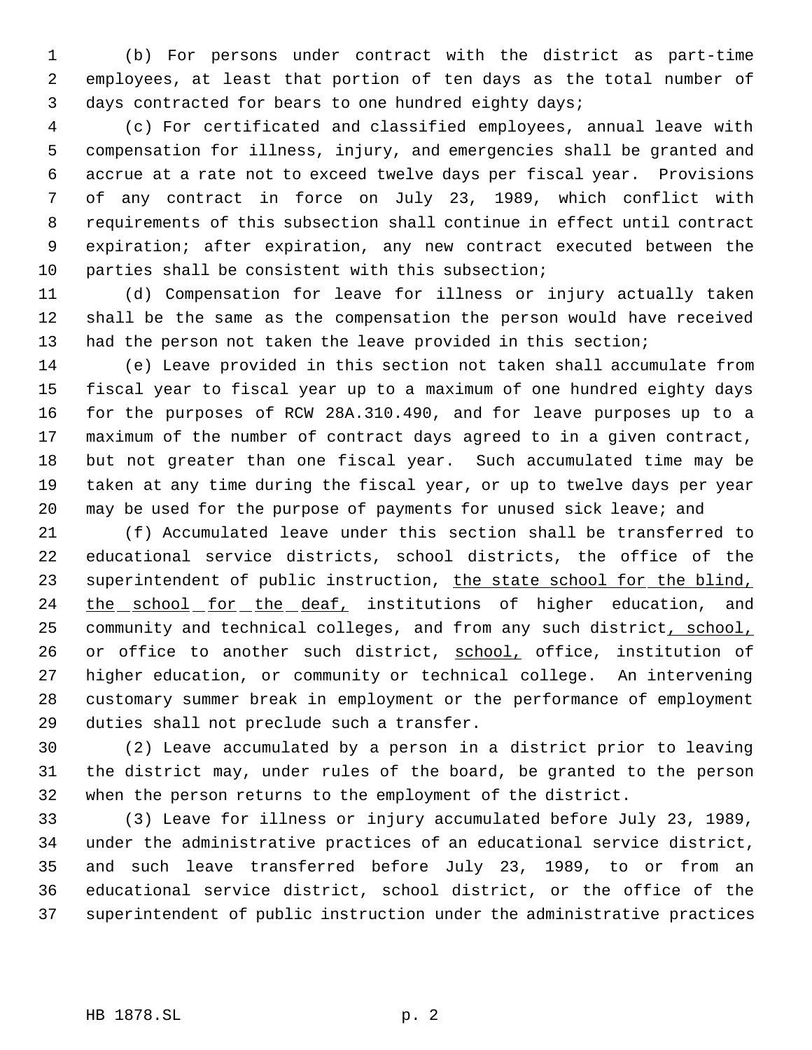(b) For persons under contract with the district as part-time employees, at least that portion of ten days as the total number of days contracted for bears to one hundred eighty days;

(c) For certificated and classified employees, annual leave with compensation for illness, injury, and emergencies shall be granted and accrue at a rate not to exceed twelve days per fiscal year. Provisions of any contract in force on July 23, 1989, which conflict with requirements of this subsection shall continue in effect until contract expiration; after expiration, any new contract executed between the parties shall be consistent with this subsection;

(d) Compensation for leave for illness or injury actually taken shall be the same as the compensation the person would have received had the person not taken the leave provided in this section;

(e) Leave provided in this section not taken shall accumulate from fiscal year to fiscal year up to a maximum of one hundred eighty days for the purposes of RCW 28A.310.490, and for leave purposes up to a maximum of the number of contract days agreed to in a given contract, but not greater than one fiscal year. Such accumulated time may be taken at any time during the fiscal year, or up to twelve days per year may be used for the purpose of payments for unused sick leave; and

(f) Accumulated leave under this section shall be transferred to educational service districts, school districts, the office of the superintendent of public instruction, <u>the state school for the blind, the school for the deaf,</u> institutions of higher education, and community and technical colleges, and from any such district<u>, school,</u> or office to another such district, <u>school,</u> office, institution of higher education, or community or technical college. An intervening customary summer break in employment or the performance of employment duties shall not preclude such a transfer.

(2) Leave accumulated by a person in a district prior to leaving the district may, under rules of the board, be granted to the person when the person returns to the employment of the district.

(3) Leave for illness or injury accumulated before July 23, 1989, under the administrative practices of an educational service district, and such leave transferred before July 23, 1989, to or from an educational service district, school district, or the office of the superintendent of public instruction under the administrative practices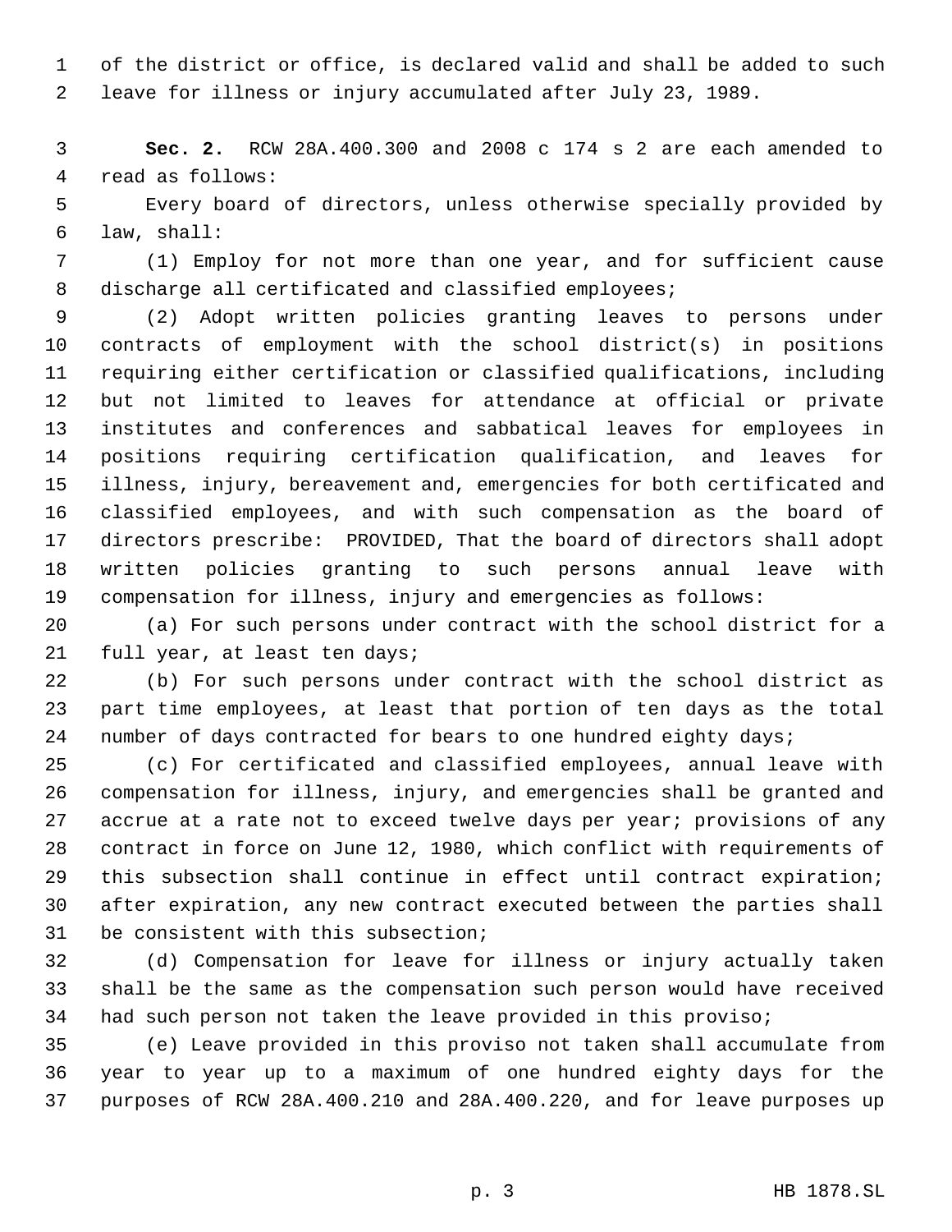of the district or office, is declared valid and shall be added to such leave for illness or injury accumulated after July 23, 1989.

**Sec. 2.** RCW 28A.400.300 and 2008 c 174 s 2 are each amended to read as follows:

Every board of directors, unless otherwise specially provided by law, shall:

(1) Employ for not more than one year, and for sufficient cause discharge all certificated and classified employees;

(2) Adopt written policies granting leaves to persons under contracts of employment with the school district(s) in positions requiring either certification or classified qualifications, including but not limited to leaves for attendance at official or private institutes and conferences and sabbatical leaves for employees in positions requiring certification qualification, and leaves for illness, injury, bereavement and, emergencies for both certificated and classified employees, and with such compensation as the board of directors prescribe: PROVIDED, That the board of directors shall adopt written policies granting to such persons annual leave with compensation for illness, injury and emergencies as follows:

(a) For such persons under contract with the school district for a full year, at least ten days;

(b) For such persons under contract with the school district as part time employees, at least that portion of ten days as the total number of days contracted for bears to one hundred eighty days;

(c) For certificated and classified employees, annual leave with compensation for illness, injury, and emergencies shall be granted and accrue at a rate not to exceed twelve days per year; provisions of any contract in force on June 12, 1980, which conflict with requirements of this subsection shall continue in effect until contract expiration; after expiration, any new contract executed between the parties shall be consistent with this subsection;

(d) Compensation for leave for illness or injury actually taken shall be the same as the compensation such person would have received had such person not taken the leave provided in this proviso;

(e) Leave provided in this proviso not taken shall accumulate from year to year up to a maximum of one hundred eighty days for the purposes of RCW 28A.400.210 and 28A.400.220, and for leave purposes up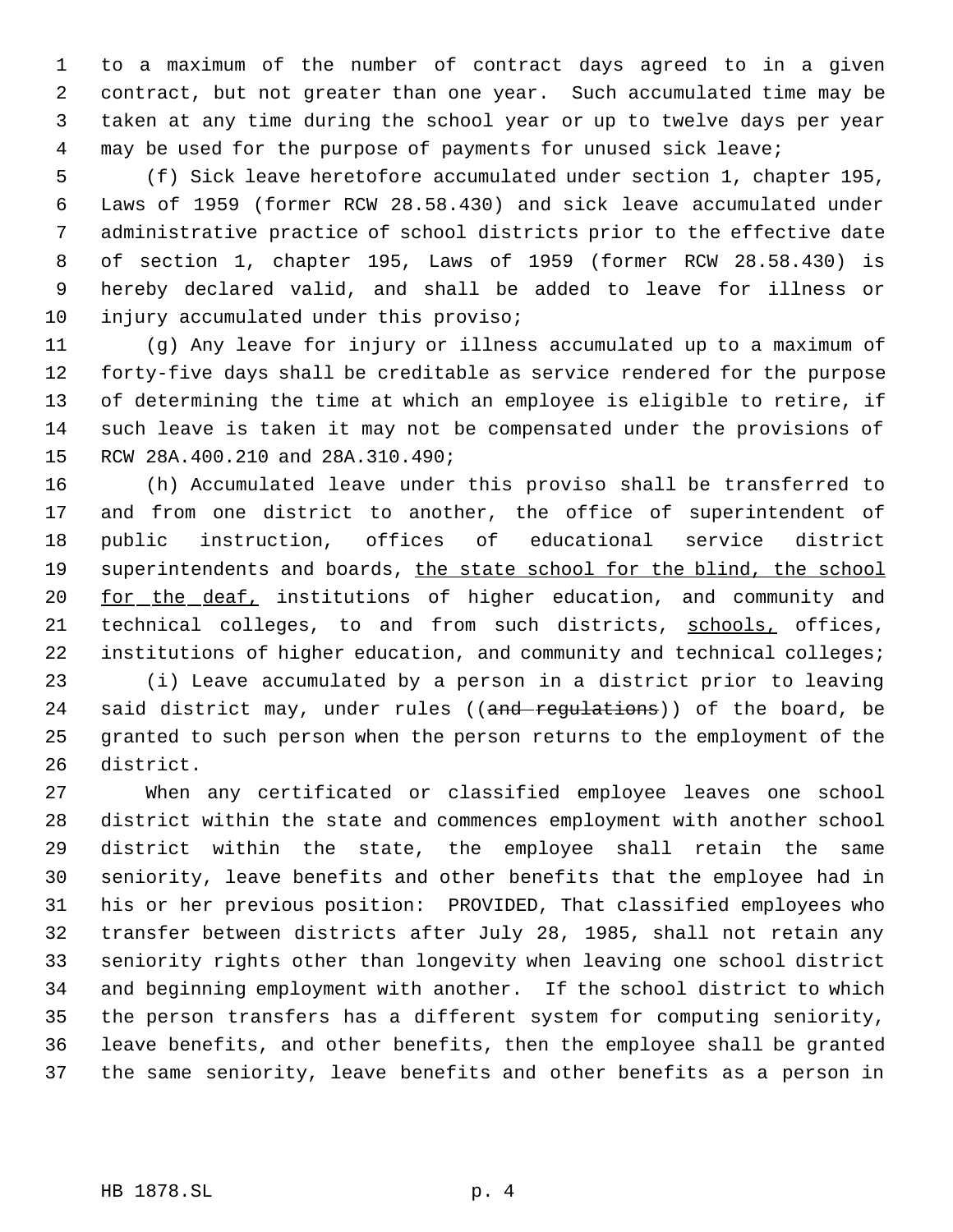to a maximum of the number of contract days agreed to in a given contract, but not greater than one year. Such accumulated time may be taken at any time during the school year or up to twelve days per year may be used for the purpose of payments for unused sick leave;

(f) Sick leave heretofore accumulated under section 1, chapter 195, Laws of 1959 (former RCW 28.58.430) and sick leave accumulated under administrative practice of school districts prior to the effective date of section 1, chapter 195, Laws of 1959 (former RCW 28.58.430) is hereby declared valid, and shall be added to leave for illness or injury accumulated under this proviso;

(g) Any leave for injury or illness accumulated up to a maximum of forty-five days shall be creditable as service rendered for the purpose of determining the time at which an employee is eligible to retire, if such leave is taken it may not be compensated under the provisions of RCW 28A.400.210 and 28A.310.490;

(h) Accumulated leave under this proviso shall be transferred to and from one district to another, the office of superintendent of public instruction, offices of educational service district superintendents and boards, <u>the state school for the blind, the school for the deaf,</u> institutions of higher education, and community and technical colleges, to and from such districts, <u>schools,</u> offices, institutions of higher education, and community and technical colleges;

(i) Leave accumulated by a person in a district prior to leaving said district may, under rules ((~~and regulations~~)) of the board, be granted to such person when the person returns to the employment of the district.

When any certificated or classified employee leaves one school district within the state and commences employment with another school district within the state, the employee shall retain the same seniority, leave benefits and other benefits that the employee had in his or her previous position: PROVIDED, That classified employees who transfer between districts after July 28, 1985, shall not retain any seniority rights other than longevity when leaving one school district and beginning employment with another. If the school district to which the person transfers has a different system for computing seniority, leave benefits, and other benefits, then the employee shall be granted the same seniority, leave benefits and other benefits as a person in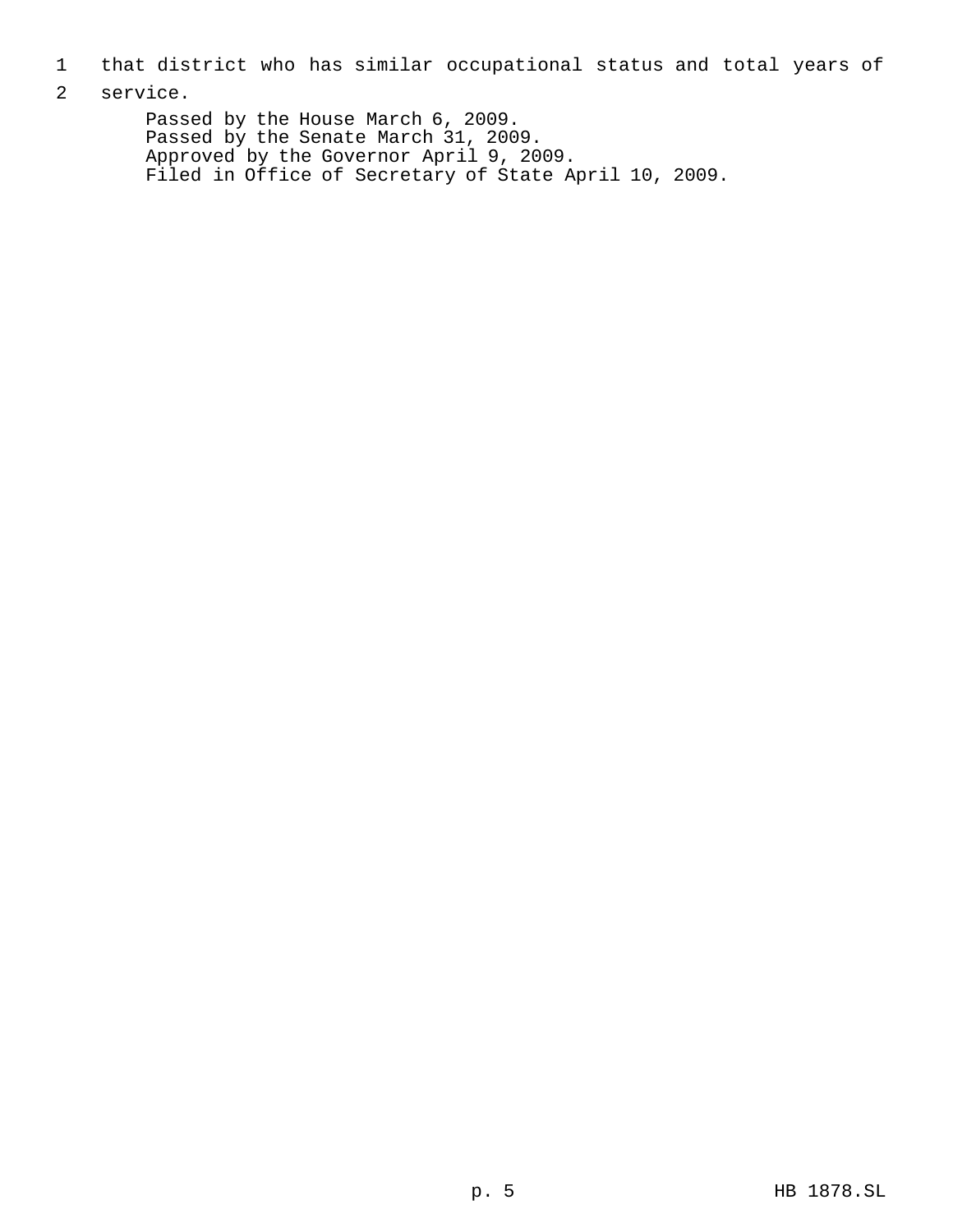that district who has similar occupational status and total years of service.

Passed by the House March 6, 2009.
Passed by the Senate March 31, 2009.
Approved by the Governor April 9, 2009.
Filed in Office of Secretary of State April 10, 2009.